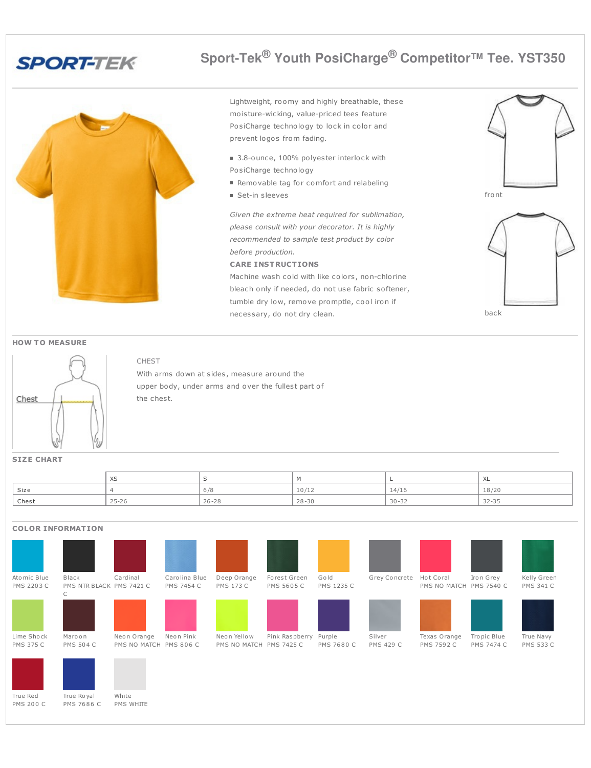# SPORT-TEK

## Sport-Tek® Youth PosiCharge® Competitor™ Tee. YST350

Lightweight, roomy and highly breathable, these moisture-wicking, value-priced tees feature PosiCharge technology to lock in color and prevent logos from fading.

- 3.8-ounce, 100% polyester interlock with PosiCharge technology
- Removable tag for comfort and relabeling
- Set-in sleeves

*Given the extreme heat required for sublimation, please consult with your decorator. It is highly recommended to sample test product by color before production.*

**CARE INSTRUCTIONS**

Machine wash cold with like colors, non-chlorine bleach only if needed, do not use fabric softener, tumble dry low, remove promptle, cool iron if necessary, do not dry clean.

front

back

## HOW TO MEASURE

Chest

CHEST

With arms down at sides, measure around the upper body, under arms and over the fullest part of the chest.

## SIZE CHART

| | XS | S | M | L | XL |
|---|---|---|---|---|---|
| Size | 4 | 6/8 | 10/12 | 14/16 | 18/20 |
| Chest | 25-26 | 26-28 | 28-30 | 30-32 | 32-35 |

## COLOR INFORMATION

| Color | PMS |
|---|---|
| Atomic Blue | PMS 2203 C |
| Black | PMS NTR BLACK C |
| Cardinal | PMS 7421 C |
| Carolina Blue | PMS 7454 C |
| Deep Orange | PMS 173 C |
| Forest Green | PMS 5605 C |
| Gold | PMS 1235 C |
| Grey Concrete | |
| Hot Coral | PMS NO MATCH |
| Iron Grey | PMS 7540 C |
| Kelly Green | PMS 341 C |
| Lime Shock | PMS 375 C |
| Maroon | PMS 504 C |
| Neon Orange | PMS NO MATCH |
| Neon Pink | PMS 806 C |
| Neon Yellow | PMS NO MATCH |
| Pink Raspberry | PMS 7425 C |
| Purple | PMS 7680 C |
| Silver | PMS 429 C |
| Texas Orange | PMS 7592 C |
| Tropic Blue | PMS 7474 C |
| True Navy | PMS 533 C |
| True Red | PMS 200 C |
| True Royal | PMS 7686 C |
| White | PMS WHITE |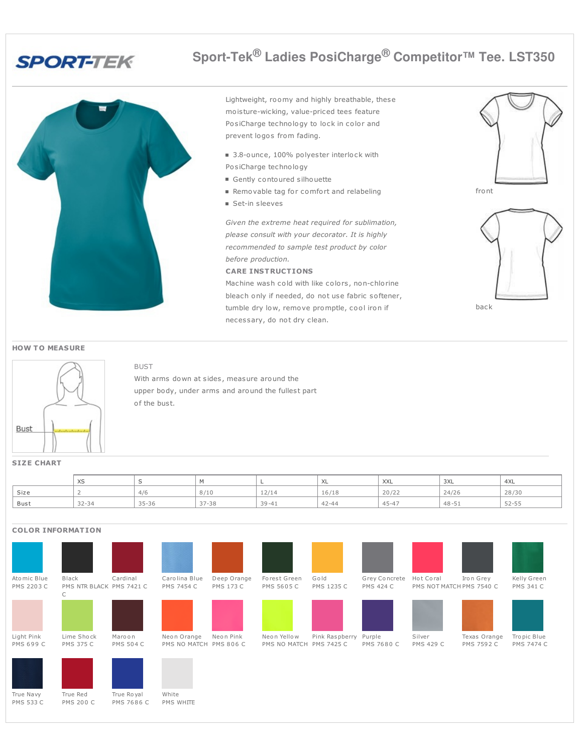# Sport-Tek® Ladies PosiCharge® Competitor™ Tee. LST350

Lightweight, roomy and highly breathable, these moisture-wicking, value-priced tees feature PosiCharge technology to lock in color and prevent logos from fading.

- 3.8-ounce, 100% polyester interlock with PosiCharge technology
- Gently contoured silhouette
- Removable tag for comfort and relabeling
- Set-in sleeves

*Given the extreme heat required for sublimation, please consult with your decorator. It is highly recommended to sample test product by color before production.*

**CARE INSTRUCTIONS**

Machine wash cold with like colors, non-chlorine bleach only if needed, do not use fabric softener, tumble dry low, remove promptle, cool iron if necessary, do not dry clean.

front

back

## HOW TO MEASURE

Bust

BUST

With arms down at sides, measure around the upper body, under arms and around the fullest part of the bust.

## SIZE CHART

| | XS | S | M | L | XL | XXL | 3XL | 4XL |
|---|---|---|---|---|---|---|---|---|
| Size | 2 | 4/6 | 8/10 | 12/14 | 16/18 | 20/22 | 24/26 | 28/30 |
| Bust | 32-34 | 35-36 | 37-38 | 39-41 | 42-44 | 45-47 | 48-51 | 52-55 |

## COLOR INFORMATION

| Color | PMS |
|---|---|
| Atomic Blue | PMS 2203 C |
| Black | PMS NTR BLACK C |
| Cardinal | PMS 7421 C |
| Carolina Blue | PMS 7454 C |
| Deep Orange | PMS 173 C |
| Forest Green | PMS 5605 C |
| Gold | PMS 1235 C |
| Grey Concrete | PMS 424 C |
| Hot Coral | PMS NOT MATCH |
| Iron Grey | PMS 7540 C |
| Kelly Green | PMS 341 C |
| Light Pink | PMS 699 C |
| Lime Shock | PMS 375 C |
| Maroon | PMS 504 C |
| Neon Orange | PMS NO MATCH |
| Neon Pink | PMS 806 C |
| Neon Yellow | PMS NO MATCH |
| Pink Raspberry | PMS 7425 C |
| Purple | PMS 7680 C |
| Silver | PMS 429 C |
| Texas Orange | PMS 7592 C |
| Tropic Blue | PMS 7474 C |
| True Navy | PMS 533 C |
| True Red | PMS 200 C |
| True Royal | PMS 7686 C |
| White | PMS WHITE |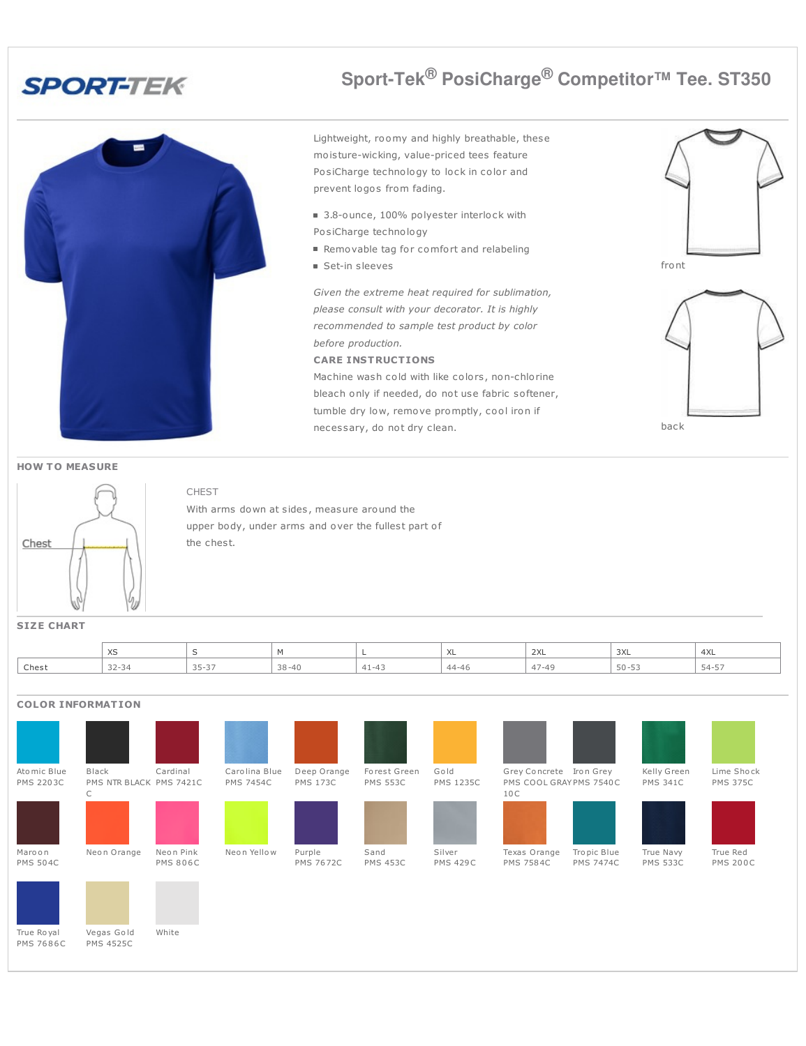SPORT-TEK

# Sport-Tek® PosiCharge® Competitor™ Tee. ST350

Lightweight, roomy and highly breathable, these moisture-wicking, value-priced tees feature PosiCharge technology to lock in color and prevent logos from fading.

- 3.8-ounce, 100% polyester interlock with PosiCharge technology
- Removable tag for comfort and relabeling
- Set-in sleeves

*Given the extreme heat required for sublimation, please consult with your decorator. It is highly recommended to sample test product by color before production.*

**CARE INSTRUCTIONS**

Machine wash cold with like colors, non-chlorine bleach only if needed, do not use fabric softener, tumble dry low, remove promptly, cool iron if necessary, do not dry clean.

front

back

## HOW TO MEASURE

Chest

CHEST

With arms down at sides, measure around the upper body, under arms and over the fullest part of the chest.

## SIZE CHART

| | XS | S | M | L | XL | 2XL | 3XL | 4XL |
|---|---|---|---|---|---|---|---|---|
| Chest | 32-34 | 35-37 | 38-40 | 41-43 | 44-46 | 47-49 | 50-53 | 54-57 |

## COLOR INFORMATION

Atomic Blue
PMS 2203C

Black
PMS NTR BLACK C

Cardinal
PMS 7421C

Carolina Blue
PMS 7454C

Deep Orange
PMS 173C

Forest Green
PMS 553C

Gold
PMS 1235C

Grey Concrete
PMS COOL GRAY 10C

Iron Grey
PMS 7540C

Kelly Green
PMS 341C

Lime Shock
PMS 375C

Maroon
PMS 504C

Neon Orange

Neon Pink
PMS 806C

Neon Yellow

Purple
PMS 7672C

Sand
PMS 453C

Silver
PMS 429C

Texas Orange
PMS 7584C

Tropic Blue
PMS 7474C

True Navy
PMS 533C

True Red
PMS 200C

True Royal
PMS 7686C

Vegas Gold
PMS 4525C

White